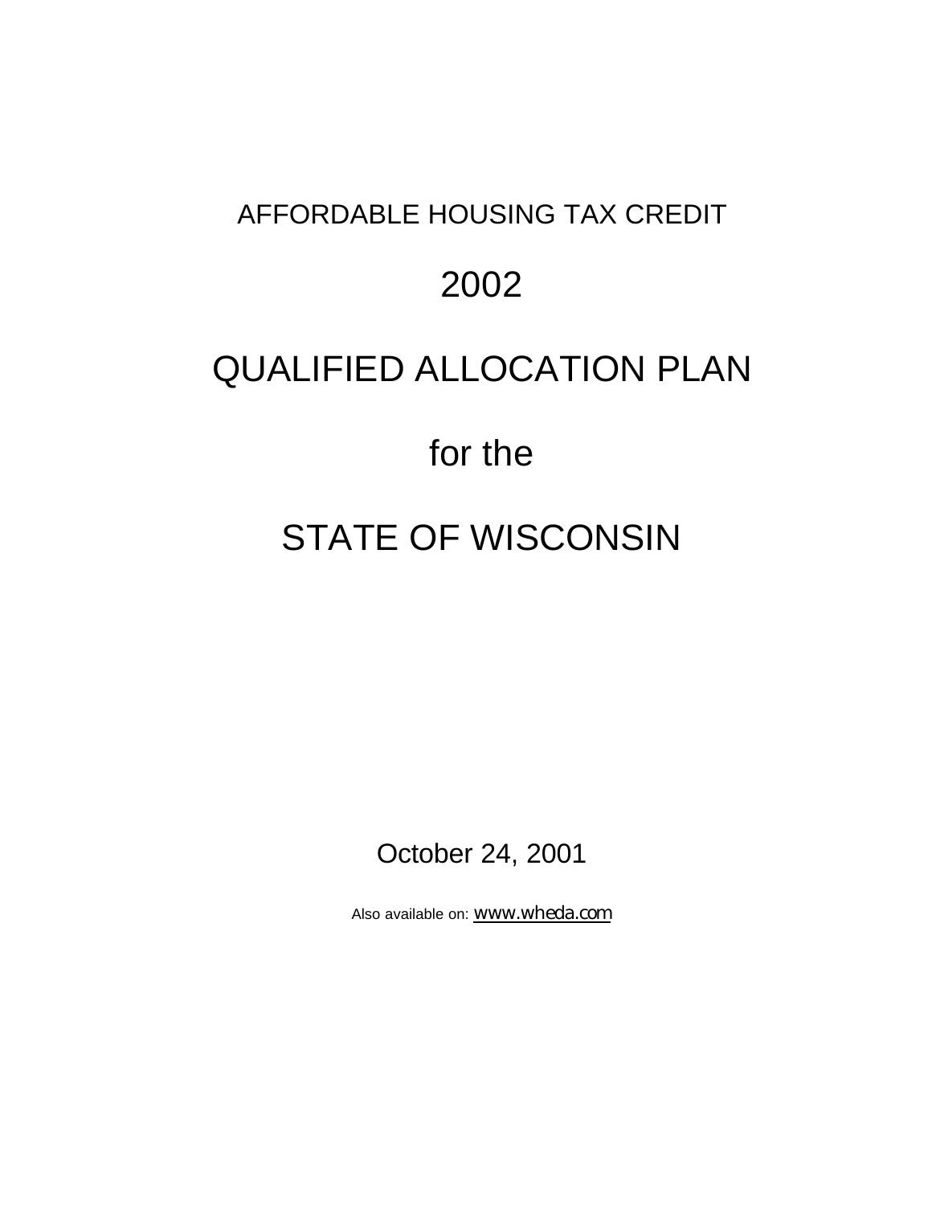# AFFORDABLE HOUSING TAX CREDIT

# 2002

# QUALIFIED ALLOCATION PLAN

# for the

# STATE OF WISCONSIN

October 24, 2001

Also available on: www.wheda.com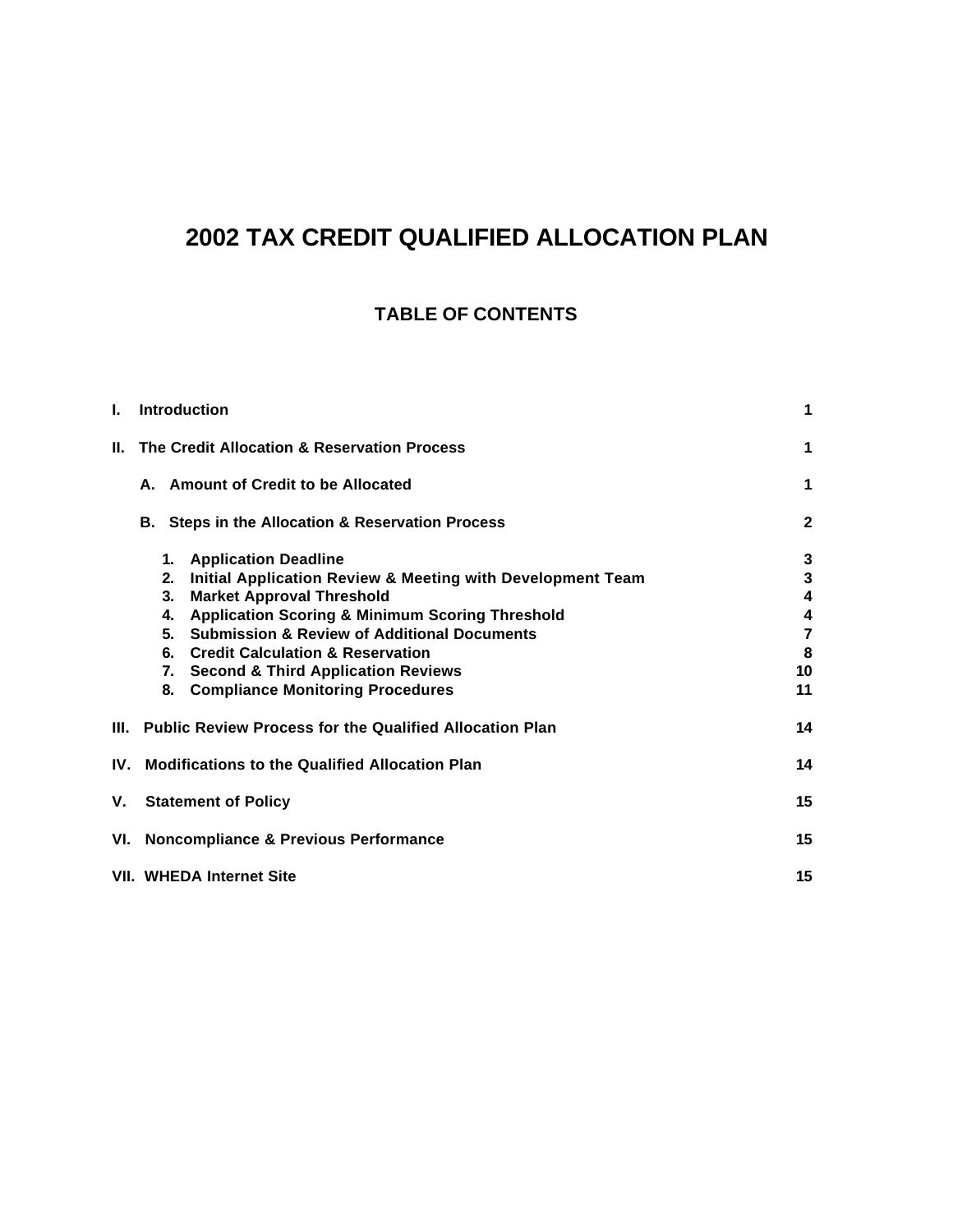# 2002 TAX CREDIT QUALIFIED ALLOCATION PLAN

## TABLE OF CONTENTS

| | |
|---|---|
| **I. Introduction** | **1** |
| **II. The Credit Allocation & Reservation Process** | **1** |
| **A. Amount of Credit to be Allocated** | **1** |
| **B. Steps in the Allocation & Reservation Process** | **2** |
| **1. Application Deadline** | **3** |
| **2. Initial Application Review & Meeting with Development Team** | **3** |
| **3. Market Approval Threshold** | **4** |
| **4. Application Scoring & Minimum Scoring Threshold** | **4** |
| **5. Submission & Review of Additional Documents** | **7** |
| **6. Credit Calculation & Reservation** | **8** |
| **7. Second & Third Application Reviews** | **10** |
| **8. Compliance Monitoring Procedures** | **11** |
| **III. Public Review Process for the Qualified Allocation Plan** | **14** |
| **IV. Modifications to the Qualified Allocation Plan** | **14** |
| **V. Statement of Policy** | **15** |
| **VI. Noncompliance & Previous Performance** | **15** |
| **VII. WHEDA Internet Site** | **15** |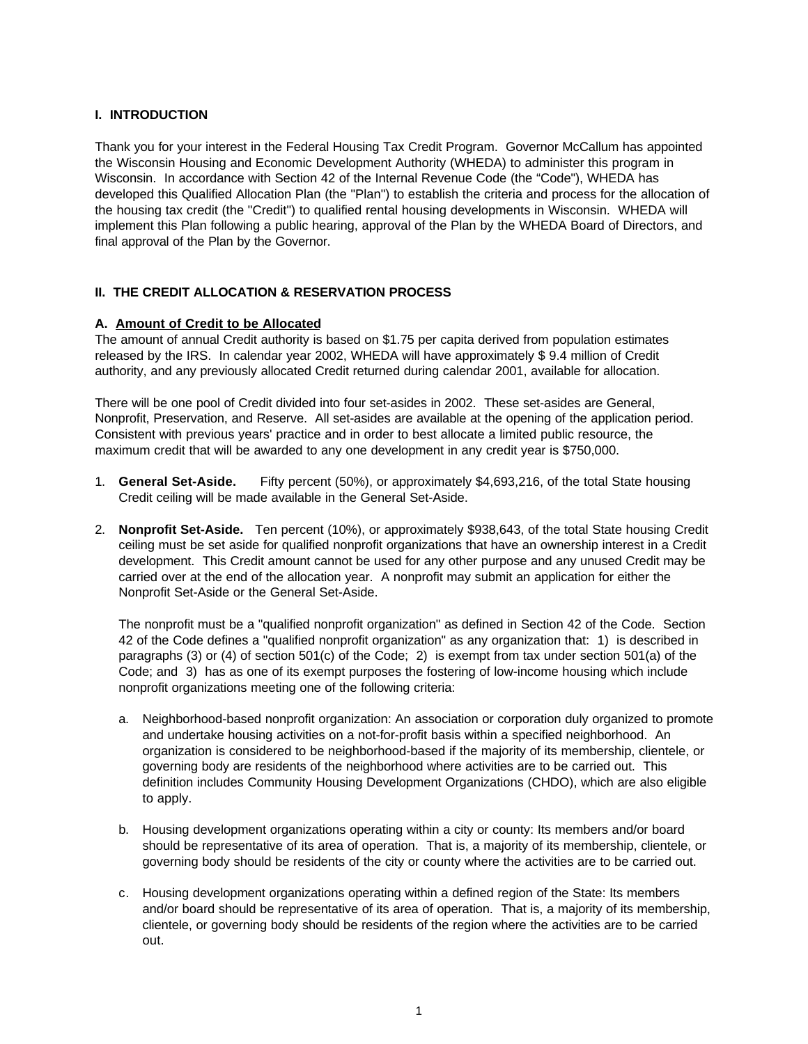## I. INTRODUCTION

Thank you for your interest in the Federal Housing Tax Credit Program. Governor McCallum has appointed the Wisconsin Housing and Economic Development Authority (WHEDA) to administer this program in Wisconsin. In accordance with Section 42 of the Internal Revenue Code (the "Code"), WHEDA has developed this Qualified Allocation Plan (the "Plan") to establish the criteria and process for the allocation of the housing tax credit (the "Credit") to qualified rental housing developments in Wisconsin. WHEDA will implement this Plan following a public hearing, approval of the Plan by the WHEDA Board of Directors, and final approval of the Plan by the Governor.

## II. THE CREDIT ALLOCATION & RESERVATION PROCESS

### A. Amount of Credit to be Allocated

The amount of annual Credit authority is based on $1.75 per capita derived from population estimates released by the IRS. In calendar year 2002, WHEDA will have approximately $ 9.4 million of Credit authority, and any previously allocated Credit returned during calendar 2001, available for allocation.

There will be one pool of Credit divided into four set-asides in 2002. These set-asides are General, Nonprofit, Preservation, and Reserve. All set-asides are available at the opening of the application period. Consistent with previous years' practice and in order to best allocate a limited public resource, the maximum credit that will be awarded to any one development in any credit year is $750,000.

1. **General Set-Aside.** Fifty percent (50%), or approximately $4,693,216, of the total State housing Credit ceiling will be made available in the General Set-Aside.

2. **Nonprofit Set-Aside.** Ten percent (10%), or approximately $938,643, of the total State housing Credit ceiling must be set aside for qualified nonprofit organizations that have an ownership interest in a Credit development. This Credit amount cannot be used for any other purpose and any unused Credit may be carried over at the end of the allocation year. A nonprofit may submit an application for either the Nonprofit Set-Aside or the General Set-Aside.

   The nonprofit must be a "qualified nonprofit organization" as defined in Section 42 of the Code. Section 42 of the Code defines a "qualified nonprofit organization" as any organization that: 1) is described in paragraphs (3) or (4) of section 501(c) of the Code; 2) is exempt from tax under section 501(a) of the Code; and 3) has as one of its exempt purposes the fostering of low-income housing which include nonprofit organizations meeting one of the following criteria:

   a. Neighborhood-based nonprofit organization: An association or corporation duly organized to promote and undertake housing activities on a not-for-profit basis within a specified neighborhood. An organization is considered to be neighborhood-based if the majority of its membership, clientele, or governing body are residents of the neighborhood where activities are to be carried out. This definition includes Community Housing Development Organizations (CHDO), which are also eligible to apply.

   b. Housing development organizations operating within a city or county: Its members and/or board should be representative of its area of operation. That is, a majority of its membership, clientele, or governing body should be residents of the city or county where the activities are to be carried out.

   c. Housing development organizations operating within a defined region of the State: Its members and/or board should be representative of its area of operation. That is, a majority of its membership, clientele, or governing body should be residents of the region where the activities are to be carried out.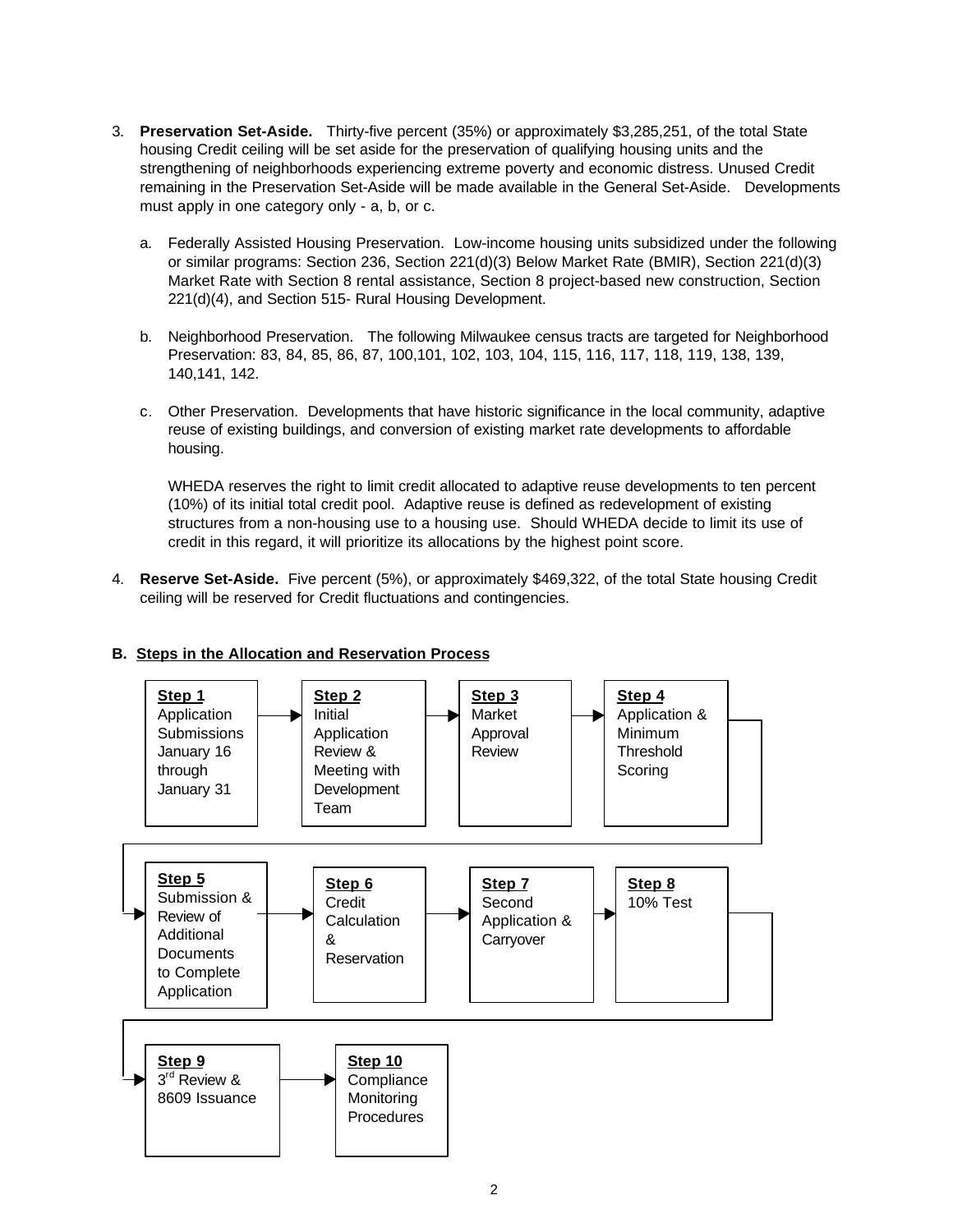3. **Preservation Set-Aside.** Thirty-five percent (35%) or approximately $3,285,251, of the total State housing Credit ceiling will be set aside for the preservation of qualifying housing units and the strengthening of neighborhoods experiencing extreme poverty and economic distress. Unused Credit remaining in the Preservation Set-Aside will be made available in the General Set-Aside. Developments must apply in one category only - a, b, or c.

   a. Federally Assisted Housing Preservation. Low-income housing units subsidized under the following or similar programs: Section 236, Section 221(d)(3) Below Market Rate (BMIR), Section 221(d)(3) Market Rate with Section 8 rental assistance, Section 8 project-based new construction, Section 221(d)(4), and Section 515- Rural Housing Development.

   b. Neighborhood Preservation. The following Milwaukee census tracts are targeted for Neighborhood Preservation: 83, 84, 85, 86, 87, 100,101, 102, 103, 104, 115, 116, 117, 118, 119, 138, 139, 140,141, 142.

   c. Other Preservation. Developments that have historic significance in the local community, adaptive reuse of existing buildings, and conversion of existing market rate developments to affordable housing.

      WHEDA reserves the right to limit credit allocated to adaptive reuse developments to ten percent (10%) of its initial total credit pool. Adaptive reuse is defined as redevelopment of existing structures from a non-housing use to a housing use. Should WHEDA decide to limit its use of credit in this regard, it will prioritize its allocations by the highest point score.

4. **Reserve Set-Aside.** Five percent (5%), or approximately $469,322, of the total State housing Credit ceiling will be reserved for Credit fluctuations and contingencies.

**B. Steps in the Allocation and Reservation Process**

**Step 1** Application Submissions January 16 through January 31 → **Step 2** Initial Application Review & Meeting with Development Team → **Step 3** Market Approval Review → **Step 4** Application & Minimum Threshold Scoring → **Step 5** Submission & Review of Additional Documents to Complete Application → **Step 6** Credit Calculation & Reservation → **Step 7** Second Application & Carryover → **Step 8** 10% Test → **Step 9** 3rd Review & 8609 Issuance → **Step 10** Compliance Monitoring Procedures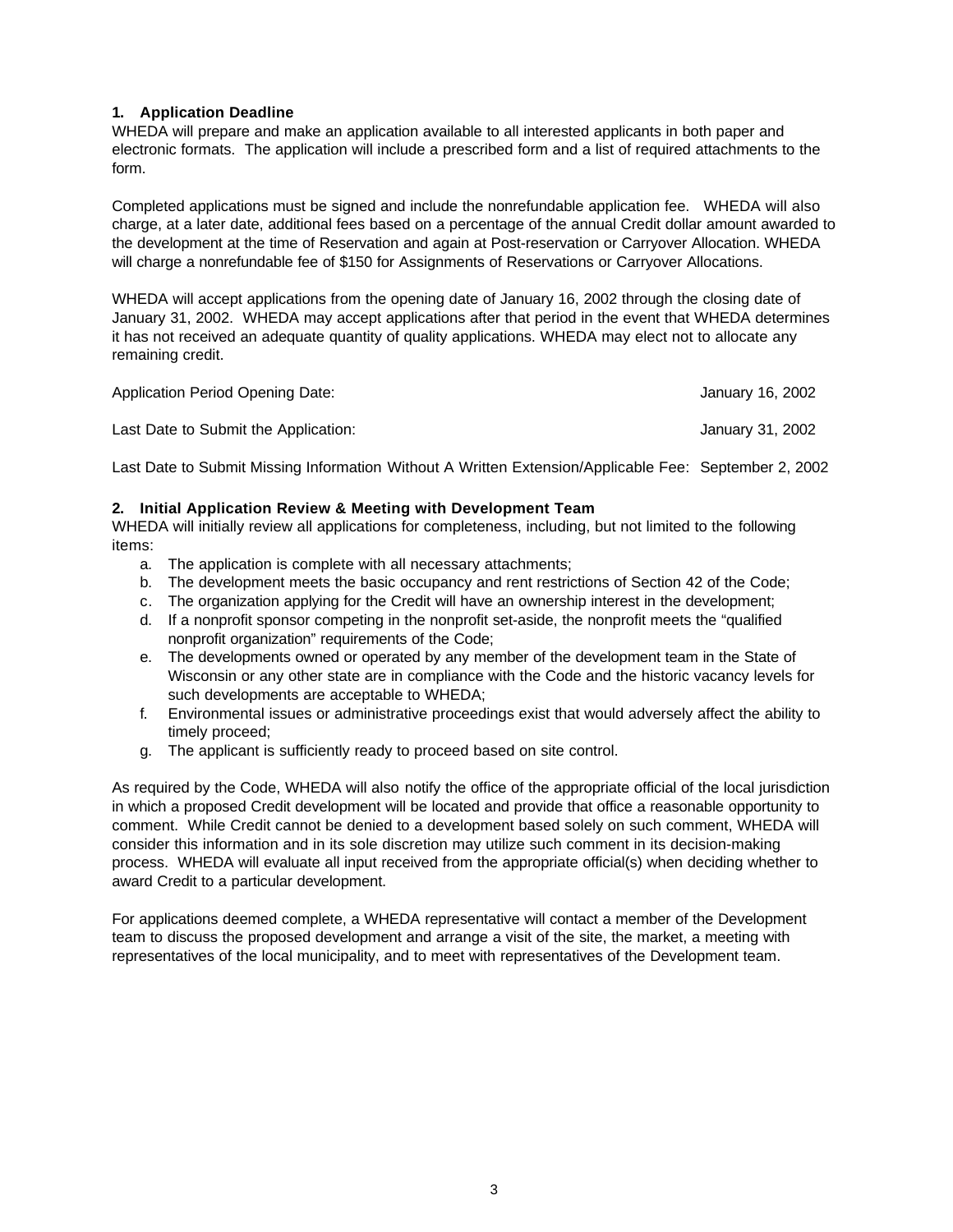**1. Application Deadline**

WHEDA will prepare and make an application available to all interested applicants in both paper and electronic formats. The application will include a prescribed form and a list of required attachments to the form.

Completed applications must be signed and include the nonrefundable application fee. WHEDA will also charge, at a later date, additional fees based on a percentage of the annual Credit dollar amount awarded to the development at the time of Reservation and again at Post-reservation or Carryover Allocation. WHEDA will charge a nonrefundable fee of $150 for Assignments of Reservations or Carryover Allocations.

WHEDA will accept applications from the opening date of January 16, 2002 through the closing date of January 31, 2002. WHEDA may accept applications after that period in the event that WHEDA determines it has not received an adequate quantity of quality applications. WHEDA may elect not to allocate any remaining credit.

| | |
|---|---|
| Application Period Opening Date: | January 16, 2002 |
| Last Date to Submit the Application: | January 31, 2002 |
| Last Date to Submit Missing Information Without A Written Extension/Applicable Fee: | September 2, 2002 |

**2. Initial Application Review & Meeting with Development Team**

WHEDA will initially review all applications for completeness, including, but not limited to the following items:

a. The application is complete with all necessary attachments;
b. The development meets the basic occupancy and rent restrictions of Section 42 of the Code;
c. The organization applying for the Credit will have an ownership interest in the development;
d. If a nonprofit sponsor competing in the nonprofit set-aside, the nonprofit meets the "qualified nonprofit organization" requirements of the Code;
e. The developments owned or operated by any member of the development team in the State of Wisconsin or any other state are in compliance with the Code and the historic vacancy levels for such developments are acceptable to WHEDA;
f. Environmental issues or administrative proceedings exist that would adversely affect the ability to timely proceed;
g. The applicant is sufficiently ready to proceed based on site control.

As required by the Code, WHEDA will also notify the office of the appropriate official of the local jurisdiction in which a proposed Credit development will be located and provide that office a reasonable opportunity to comment. While Credit cannot be denied to a development based solely on such comment, WHEDA will consider this information and in its sole discretion may utilize such comment in its decision-making process. WHEDA will evaluate all input received from the appropriate official(s) when deciding whether to award Credit to a particular development.

For applications deemed complete, a WHEDA representative will contact a member of the Development team to discuss the proposed development and arrange a visit of the site, the market, a meeting with representatives of the local municipality, and to meet with representatives of the Development team.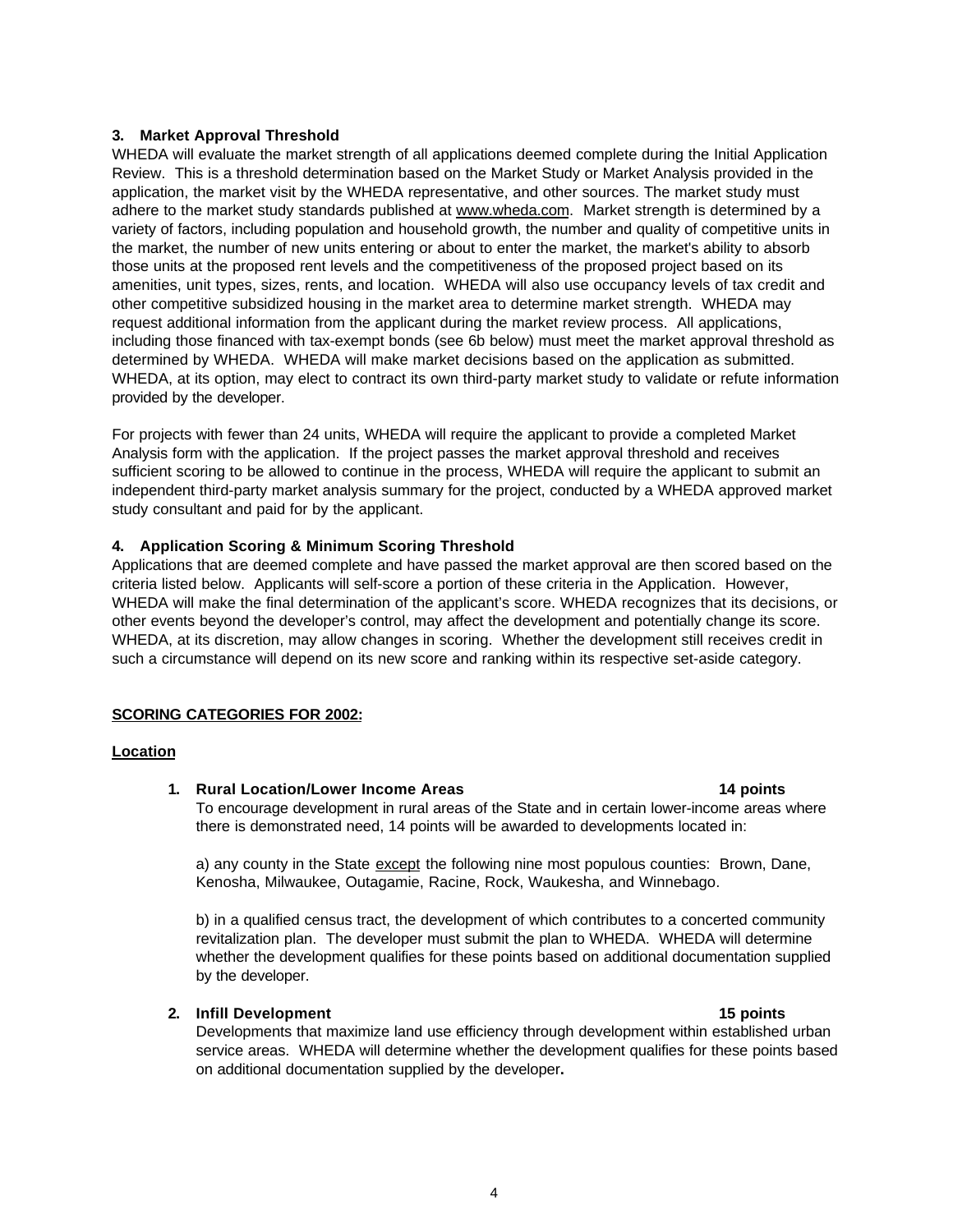**3. Market Approval Threshold**

WHEDA will evaluate the market strength of all applications deemed complete during the Initial Application Review. This is a threshold determination based on the Market Study or Market Analysis provided in the application, the market visit by the WHEDA representative, and other sources. The market study must adhere to the market study standards published at www.wheda.com. Market strength is determined by a variety of factors, including population and household growth, the number and quality of competitive units in the market, the number of new units entering or about to enter the market, the market's ability to absorb those units at the proposed rent levels and the competitiveness of the proposed project based on its amenities, unit types, sizes, rents, and location. WHEDA will also use occupancy levels of tax credit and other competitive subsidized housing in the market area to determine market strength. WHEDA may request additional information from the applicant during the market review process. All applications, including those financed with tax-exempt bonds (see 6b below) must meet the market approval threshold as determined by WHEDA. WHEDA will make market decisions based on the application as submitted. WHEDA, at its option, may elect to contract its own third-party market study to validate or refute information provided by the developer.

For projects with fewer than 24 units, WHEDA will require the applicant to provide a completed Market Analysis form with the application. If the project passes the market approval threshold and receives sufficient scoring to be allowed to continue in the process, WHEDA will require the applicant to submit an independent third-party market analysis summary for the project, conducted by a WHEDA approved market study consultant and paid for by the applicant.

**4. Application Scoring & Minimum Scoring Threshold**

Applications that are deemed complete and have passed the market approval are then scored based on the criteria listed below. Applicants will self-score a portion of these criteria in the Application. However, WHEDA will make the final determination of the applicant's score. WHEDA recognizes that its decisions, or other events beyond the developer's control, may affect the development and potentially change its score. WHEDA, at its discretion, may allow changes in scoring. Whether the development still receives credit in such a circumstance will depend on its new score and ranking within its respective set-aside category.

**SCORING CATEGORIES FOR 2002:**

**Location**

1. **Rural Location/Lower Income Areas** **14 points**

   To encourage development in rural areas of the State and in certain lower-income areas where there is demonstrated need, 14 points will be awarded to developments located in:

   a) any county in the State except the following nine most populous counties: Brown, Dane, Kenosha, Milwaukee, Outagamie, Racine, Rock, Waukesha, and Winnebago.

   b) in a qualified census tract, the development of which contributes to a concerted community revitalization plan. The developer must submit the plan to WHEDA. WHEDA will determine whether the development qualifies for these points based on additional documentation supplied by the developer.

2. **Infill Development** **15 points**

   Developments that maximize land use efficiency through development within established urban service areas. WHEDA will determine whether the development qualifies for these points based on additional documentation supplied by the developer**.**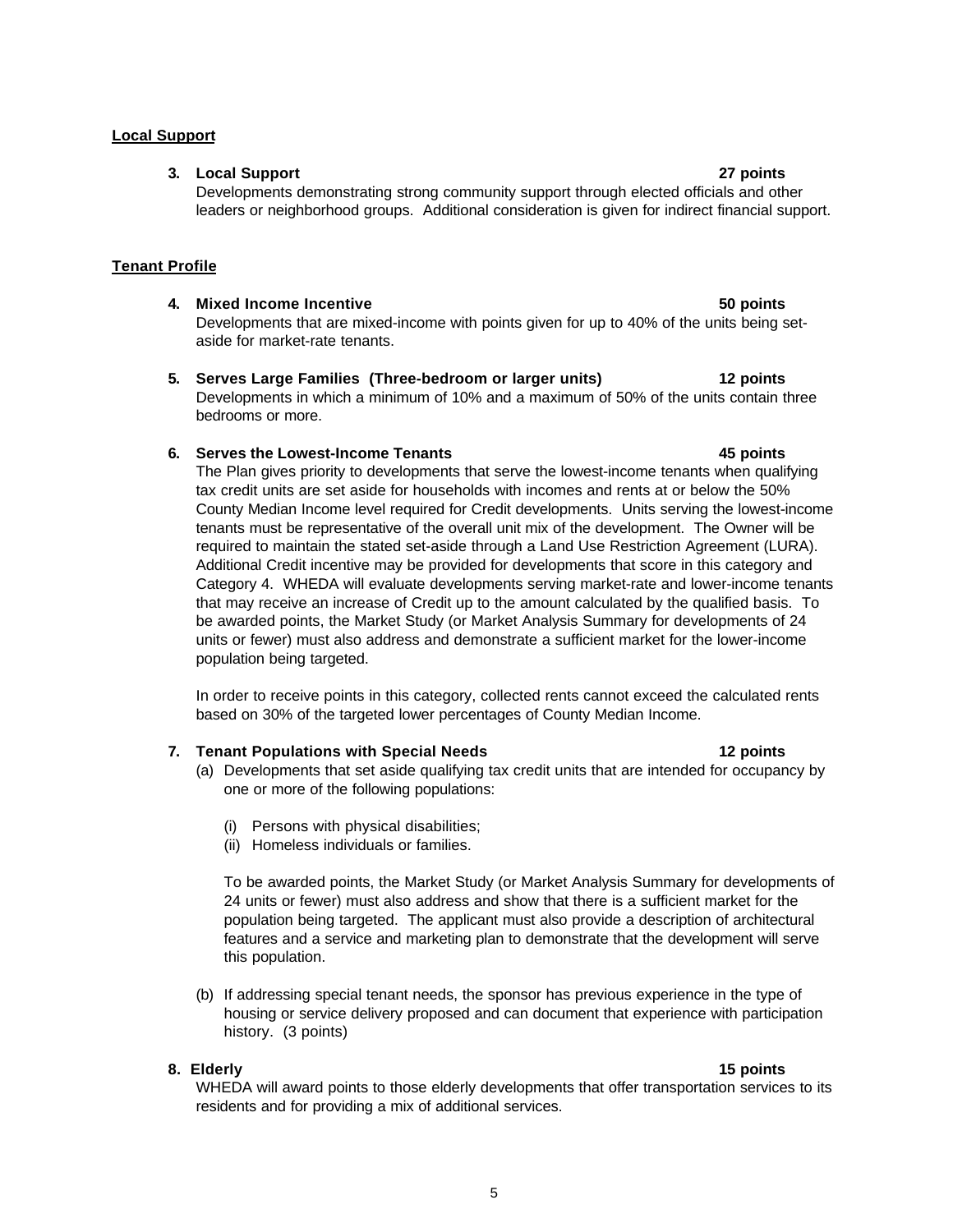## Local Support

**3. Local Support** **27 points**

Developments demonstrating strong community support through elected officials and other leaders or neighborhood groups. Additional consideration is given for indirect financial support.

## Tenant Profile

**4. Mixed Income Incentive** **50 points**

Developments that are mixed-income with points given for up to 40% of the units being set-aside for market-rate tenants.

**5. Serves Large Families (Three-bedroom or larger units)** **12 points**

Developments in which a minimum of 10% and a maximum of 50% of the units contain three bedrooms or more.

**6. Serves the Lowest-Income Tenants** **45 points**

The Plan gives priority to developments that serve the lowest-income tenants when qualifying tax credit units are set aside for households with incomes and rents at or below the 50% County Median Income level required for Credit developments. Units serving the lowest-income tenants must be representative of the overall unit mix of the development. The Owner will be required to maintain the stated set-aside through a Land Use Restriction Agreement (LURA). Additional Credit incentive may be provided for developments that score in this category and Category 4. WHEDA will evaluate developments serving market-rate and lower-income tenants that may receive an increase of Credit up to the amount calculated by the qualified basis. To be awarded points, the Market Study (or Market Analysis Summary for developments of 24 units or fewer) must also address and demonstrate a sufficient market for the lower-income population being targeted.

In order to receive points in this category, collected rents cannot exceed the calculated rents based on 30% of the targeted lower percentages of County Median Income.

**7. Tenant Populations with Special Needs** **12 points**

(a) Developments that set aside qualifying tax credit units that are intended for occupancy by one or more of the following populations:

(i) Persons with physical disabilities;
(ii) Homeless individuals or families.

To be awarded points, the Market Study (or Market Analysis Summary for developments of 24 units or fewer) must also address and show that there is a sufficient market for the population being targeted. The applicant must also provide a description of architectural features and a service and marketing plan to demonstrate that the development will serve this population.

(b) If addressing special tenant needs, the sponsor has previous experience in the type of housing or service delivery proposed and can document that experience with participation history. (3 points)

**8. Elderly** **15 points**

WHEDA will award points to those elderly developments that offer transportation services to its residents and for providing a mix of additional services.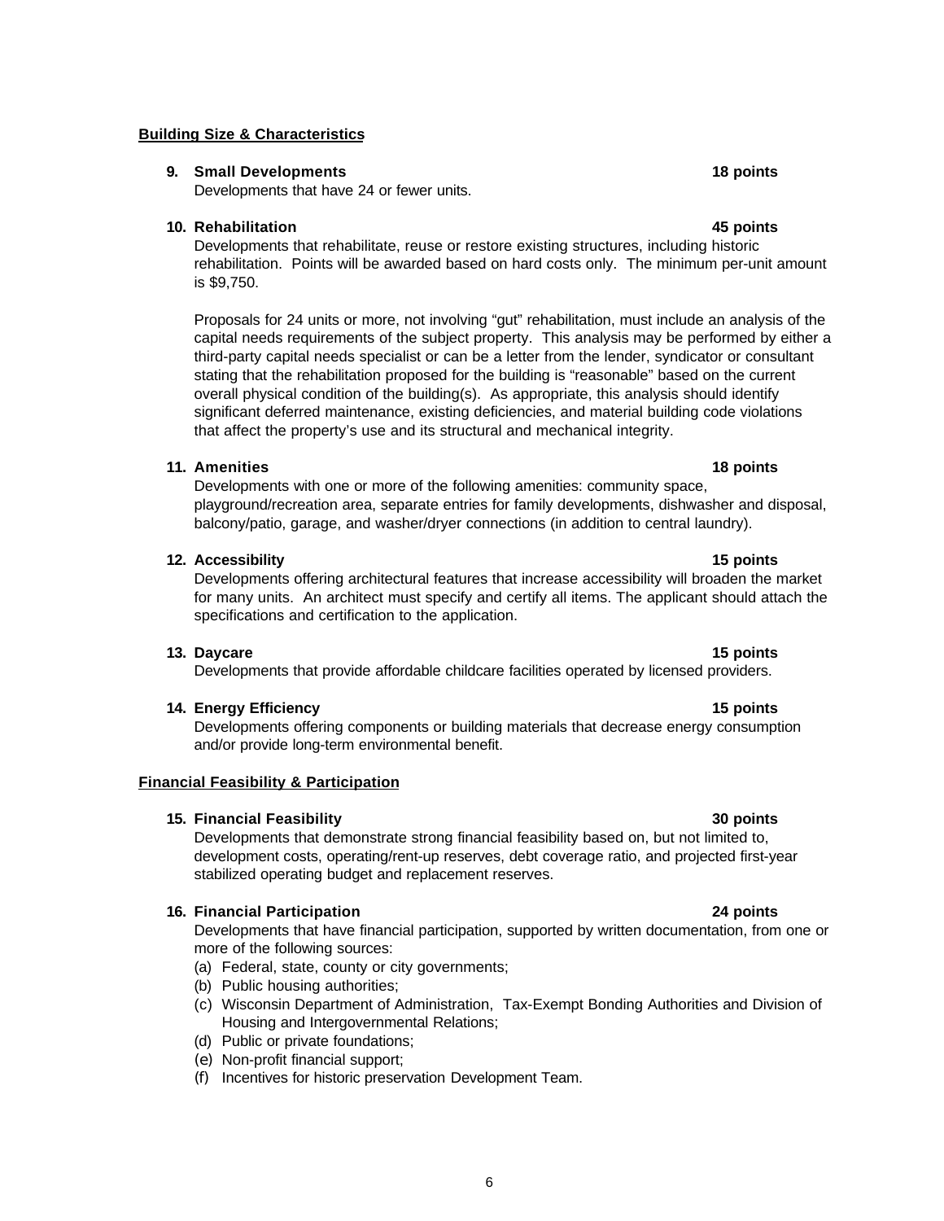### Building Size & Characteristics

**9. Small Developments** **18 points**

Developments that have 24 or fewer units.

**10. Rehabilitation** **45 points**

Developments that rehabilitate, reuse or restore existing structures, including historic rehabilitation. Points will be awarded based on hard costs only. The minimum per-unit amount is $9,750.

Proposals for 24 units or more, not involving "gut" rehabilitation, must include an analysis of the capital needs requirements of the subject property. This analysis may be performed by either a third-party capital needs specialist or can be a letter from the lender, syndicator or consultant stating that the rehabilitation proposed for the building is "reasonable" based on the current overall physical condition of the building(s). As appropriate, this analysis should identify significant deferred maintenance, existing deficiencies, and material building code violations that affect the property's use and its structural and mechanical integrity.

**11. Amenities** **18 points**

Developments with one or more of the following amenities: community space, playground/recreation area, separate entries for family developments, dishwasher and disposal, balcony/patio, garage, and washer/dryer connections (in addition to central laundry).

**12. Accessibility** **15 points**

Developments offering architectural features that increase accessibility will broaden the market for many units. An architect must specify and certify all items. The applicant should attach the specifications and certification to the application.

**13. Daycare** **15 points**

Developments that provide affordable childcare facilities operated by licensed providers.

**14. Energy Efficiency** **15 points**

Developments offering components or building materials that decrease energy consumption and/or provide long-term environmental benefit.

### Financial Feasibility & Participation

**15. Financial Feasibility** **30 points**

Developments that demonstrate strong financial feasibility based on, but not limited to, development costs, operating/rent-up reserves, debt coverage ratio, and projected first-year stabilized operating budget and replacement reserves.

**16. Financial Participation** **24 points**

Developments that have financial participation, supported by written documentation, from one or more of the following sources:

(a) Federal, state, county or city governments;
(b) Public housing authorities;
(c) Wisconsin Department of Administration, Tax-Exempt Bonding Authorities and Division of Housing and Intergovernmental Relations;
(d) Public or private foundations;
(e) Non-profit financial support;
(f) Incentives for historic preservation Development Team.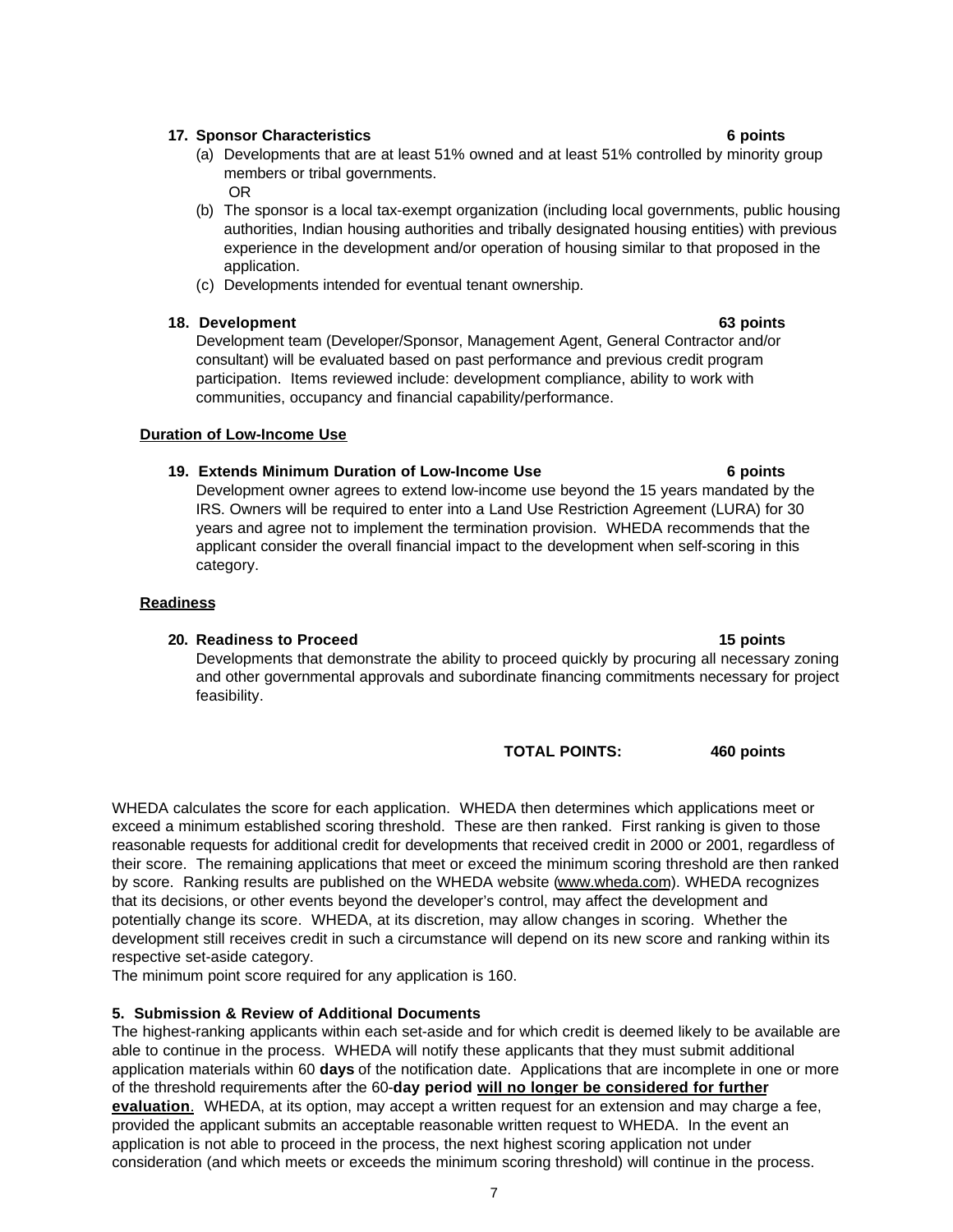**17. Sponsor Characteristics** **6 points**

(a) Developments that are at least 51% owned and at least 51% controlled by minority group members or tribal governments.

OR

(b) The sponsor is a local tax-exempt organization (including local governments, public housing authorities, Indian housing authorities and tribally designated housing entities) with previous experience in the development and/or operation of housing similar to that proposed in the application.

(c) Developments intended for eventual tenant ownership.

**18. Development** **63 points**

Development team (Developer/Sponsor, Management Agent, General Contractor and/or consultant) will be evaluated based on past performance and previous credit program participation. Items reviewed include: development compliance, ability to work with communities, occupancy and financial capability/performance.

**Duration of Low-Income Use**

**19. Extends Minimum Duration of Low-Income Use** **6 points**

Development owner agrees to extend low-income use beyond the 15 years mandated by the IRS. Owners will be required to enter into a Land Use Restriction Agreement (LURA) for 30 years and agree not to implement the termination provision. WHEDA recommends that the applicant consider the overall financial impact to the development when self-scoring in this category.

**Readiness**

**20. Readiness to Proceed** **15 points**

Developments that demonstrate the ability to proceed quickly by procuring all necessary zoning and other governmental approvals and subordinate financing commitments necessary for project feasibility.

**TOTAL POINTS:** **460 points**

WHEDA calculates the score for each application. WHEDA then determines which applications meet or exceed a minimum established scoring threshold. These are then ranked. First ranking is given to those reasonable requests for additional credit for developments that received credit in 2000 or 2001, regardless of their score. The remaining applications that meet or exceed the minimum scoring threshold are then ranked by score. Ranking results are published on the WHEDA website (www.wheda.com). WHEDA recognizes that its decisions, or other events beyond the developer's control, may affect the development and potentially change its score. WHEDA, at its discretion, may allow changes in scoring. Whether the development still receives credit in such a circumstance will depend on its new score and ranking within its respective set-aside category.

The minimum point score required for any application is 160.

**5. Submission & Review of Additional Documents**

The highest-ranking applicants within each set-aside and for which credit is deemed likely to be available are able to continue in the process. WHEDA will notify these applicants that they must submit additional application materials within 60 **days** of the notification date. Applications that are incomplete in one or more of the threshold requirements after the 60-**day period** **will no longer be considered for further evaluation**. WHEDA, at its option, may accept a written request for an extension and may charge a fee, provided the applicant submits an acceptable reasonable written request to WHEDA. In the event an application is not able to proceed in the process, the next highest scoring application not under consideration (and which meets or exceeds the minimum scoring threshold) will continue in the process.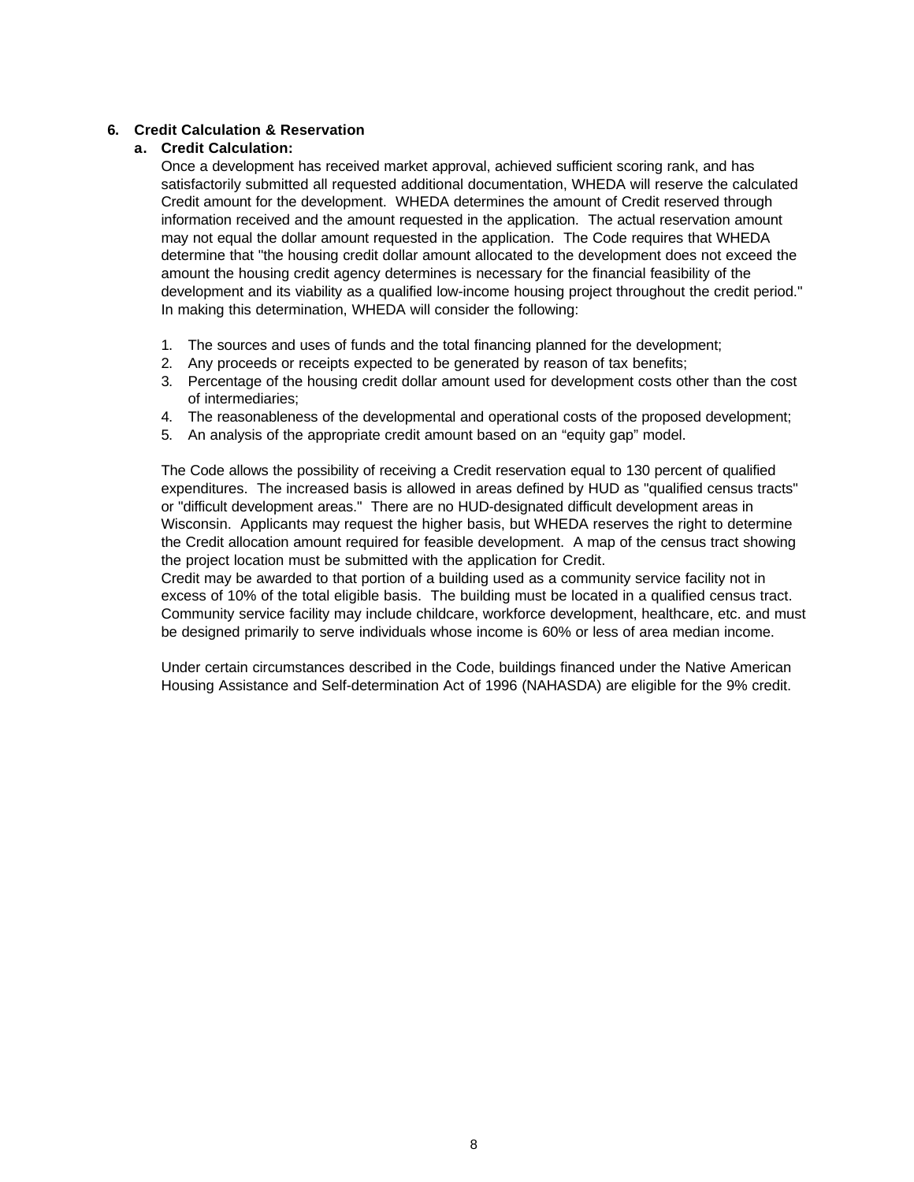## 6. Credit Calculation & Reservation

### a. Credit Calculation:

Once a development has received market approval, achieved sufficient scoring rank, and has satisfactorily submitted all requested additional documentation, WHEDA will reserve the calculated Credit amount for the development. WHEDA determines the amount of Credit reserved through information received and the amount requested in the application. The actual reservation amount may not equal the dollar amount requested in the application. The Code requires that WHEDA determine that "the housing credit dollar amount allocated to the development does not exceed the amount the housing credit agency determines is necessary for the financial feasibility of the development and its viability as a qualified low-income housing project throughout the credit period." In making this determination, WHEDA will consider the following:

1. The sources and uses of funds and the total financing planned for the development;
2. Any proceeds or receipts expected to be generated by reason of tax benefits;
3. Percentage of the housing credit dollar amount used for development costs other than the cost of intermediaries;
4. The reasonableness of the developmental and operational costs of the proposed development;
5. An analysis of the appropriate credit amount based on an "equity gap" model.

The Code allows the possibility of receiving a Credit reservation equal to 130 percent of qualified expenditures. The increased basis is allowed in areas defined by HUD as "qualified census tracts" or "difficult development areas." There are no HUD-designated difficult development areas in Wisconsin. Applicants may request the higher basis, but WHEDA reserves the right to determine the Credit allocation amount required for feasible development. A map of the census tract showing the project location must be submitted with the application for Credit.
Credit may be awarded to that portion of a building used as a community service facility not in excess of 10% of the total eligible basis. The building must be located in a qualified census tract. Community service facility may include childcare, workforce development, healthcare, etc. and must be designed primarily to serve individuals whose income is 60% or less of area median income.

Under certain circumstances described in the Code, buildings financed under the Native American Housing Assistance and Self-determination Act of 1996 (NAHASDA) are eligible for the 9% credit.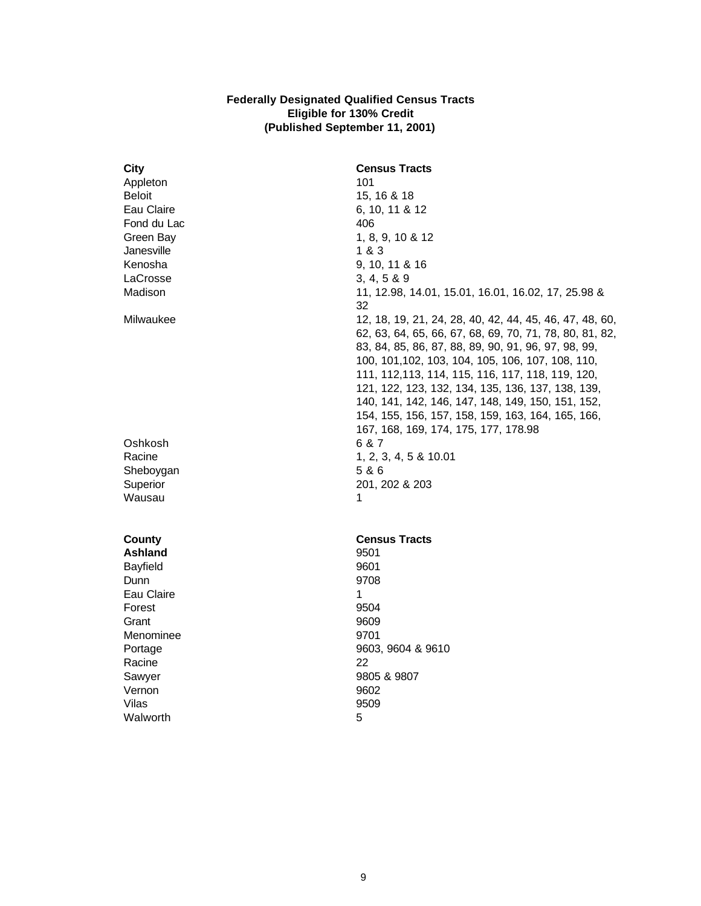**Federally Designated Qualified Census Tracts**
**Eligible for 130% Credit**
**(Published September 11, 2001)**

| **City** | **Census Tracts** |
|---|---|
| Appleton | 101 |
| Beloit | 15, 16 & 18 |
| Eau Claire | 6, 10, 11 & 12 |
| Fond du Lac | 406 |
| Green Bay | 1, 8, 9, 10 & 12 |
| Janesville | 1 & 3 |
| Kenosha | 9, 10, 11 & 16 |
| LaCrosse | 3, 4, 5 & 9 |
| Madison | 11, 12.98, 14.01, 15.01, 16.01, 16.02, 17, 25.98 & 32 |
| Milwaukee | 12, 18, 19, 21, 24, 28, 40, 42, 44, 45, 46, 47, 48, 60, 62, 63, 64, 65, 66, 67, 68, 69, 70, 71, 78, 80, 81, 82, 83, 84, 85, 86, 87, 88, 89, 90, 91, 96, 97, 98, 99, 100, 101,102, 103, 104, 105, 106, 107, 108, 110, 111, 112,113, 114, 115, 116, 117, 118, 119, 120, 121, 122, 123, 132, 134, 135, 136, 137, 138, 139, 140, 141, 142, 146, 147, 148, 149, 150, 151, 152, 154, 155, 156, 157, 158, 159, 163, 164, 165, 166, 167, 168, 169, 174, 175, 177, 178.98 |
| Oshkosh | 6 & 7 |
| Racine | 1, 2, 3, 4, 5 & 10.01 |
| Sheboygan | 5 & 6 |
| Superior | 201, 202 & 203 |
| Wausau | 1 |

| **County** | **Census Tracts** |
|---|---|
| **Ashland** | 9501 |
| Bayfield | 9601 |
| Dunn | 9708 |
| Eau Claire | 1 |
| Forest | 9504 |
| Grant | 9609 |
| Menominee | 9701 |
| Portage | 9603, 9604 & 9610 |
| Racine | 22 |
| Sawyer | 9805 & 9807 |
| Vernon | 9602 |
| Vilas | 9509 |
| Walworth | 5 |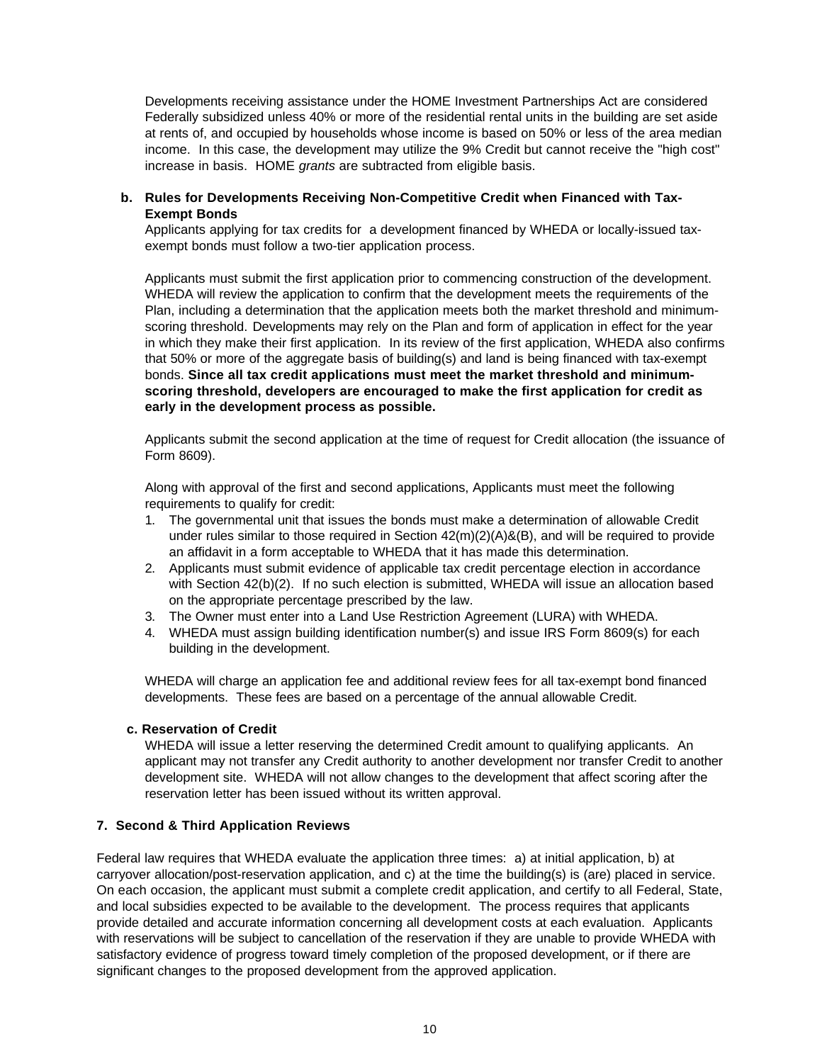Developments receiving assistance under the HOME Investment Partnerships Act are considered Federally subsidized unless 40% or more of the residential rental units in the building are set aside at rents of, and occupied by households whose income is based on 50% or less of the area median income. In this case, the development may utilize the 9% Credit but cannot receive the "high cost" increase in basis. HOME *grants* are subtracted from eligible basis.

**b. Rules for Developments Receiving Non-Competitive Credit when Financed with Tax-Exempt Bonds**

Applicants applying for tax credits for a development financed by WHEDA or locally-issued tax-exempt bonds must follow a two-tier application process.

Applicants must submit the first application prior to commencing construction of the development. WHEDA will review the application to confirm that the development meets the requirements of the Plan, including a determination that the application meets both the market threshold and minimum-scoring threshold. Developments may rely on the Plan and form of application in effect for the year in which they make their first application. In its review of the first application, WHEDA also confirms that 50% or more of the aggregate basis of building(s) and land is being financed with tax-exempt bonds. **Since all tax credit applications must meet the market threshold and minimum-scoring threshold, developers are encouraged to make the first application for credit as early in the development process as possible.**

Applicants submit the second application at the time of request for Credit allocation (the issuance of Form 8609).

Along with approval of the first and second applications, Applicants must meet the following requirements to qualify for credit:

1. The governmental unit that issues the bonds must make a determination of allowable Credit under rules similar to those required in Section 42(m)(2)(A)&(B), and will be required to provide an affidavit in a form acceptable to WHEDA that it has made this determination.
2. Applicants must submit evidence of applicable tax credit percentage election in accordance with Section 42(b)(2). If no such election is submitted, WHEDA will issue an allocation based on the appropriate percentage prescribed by the law.
3. The Owner must enter into a Land Use Restriction Agreement (LURA) with WHEDA.
4. WHEDA must assign building identification number(s) and issue IRS Form 8609(s) for each building in the development.

WHEDA will charge an application fee and additional review fees for all tax-exempt bond financed developments. These fees are based on a percentage of the annual allowable Credit.

**c. Reservation of Credit**

WHEDA will issue a letter reserving the determined Credit amount to qualifying applicants. An applicant may not transfer any Credit authority to another development nor transfer Credit to another development site. WHEDA will not allow changes to the development that affect scoring after the reservation letter has been issued without its written approval.

### 7. Second & Third Application Reviews

Federal law requires that WHEDA evaluate the application three times: a) at initial application, b) at carryover allocation/post-reservation application, and c) at the time the building(s) is (are) placed in service. On each occasion, the applicant must submit a complete credit application, and certify to all Federal, State, and local subsidies expected to be available to the development. The process requires that applicants provide detailed and accurate information concerning all development costs at each evaluation. Applicants with reservations will be subject to cancellation of the reservation if they are unable to provide WHEDA with satisfactory evidence of progress toward timely completion of the proposed development, or if there are significant changes to the proposed development from the approved application.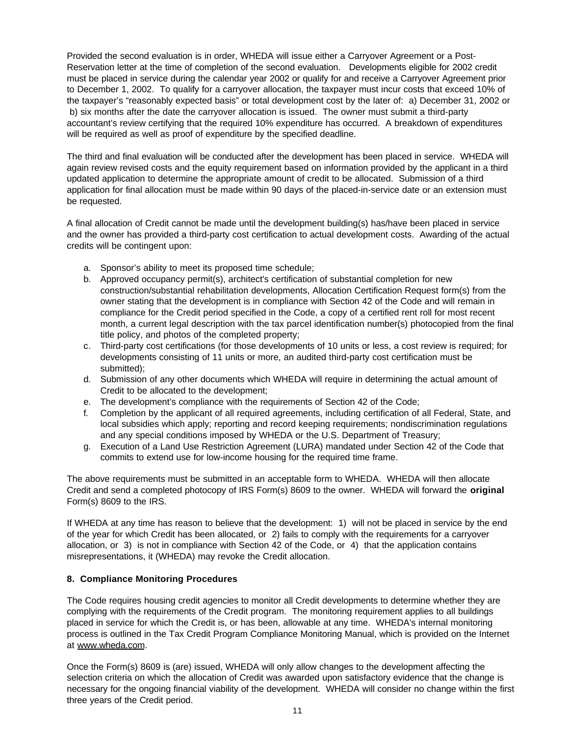Provided the second evaluation is in order, WHEDA will issue either a Carryover Agreement or a Post-Reservation letter at the time of completion of the second evaluation. Developments eligible for 2002 credit must be placed in service during the calendar year 2002 or qualify for and receive a Carryover Agreement prior to December 1, 2002. To qualify for a carryover allocation, the taxpayer must incur costs that exceed 10% of the taxpayer's "reasonably expected basis" or total development cost by the later of: a) December 31, 2002 or b) six months after the date the carryover allocation is issued. The owner must submit a third-party accountant's review certifying that the required 10% expenditure has occurred. A breakdown of expenditures will be required as well as proof of expenditure by the specified deadline.

The third and final evaluation will be conducted after the development has been placed in service. WHEDA will again review revised costs and the equity requirement based on information provided by the applicant in a third updated application to determine the appropriate amount of credit to be allocated. Submission of a third application for final allocation must be made within 90 days of the placed-in-service date or an extension must be requested.

A final allocation of Credit cannot be made until the development building(s) has/have been placed in service and the owner has provided a third-party cost certification to actual development costs. Awarding of the actual credits will be contingent upon:

a. Sponsor's ability to meet its proposed time schedule;
b. Approved occupancy permit(s), architect's certification of substantial completion for new construction/substantial rehabilitation developments, Allocation Certification Request form(s) from the owner stating that the development is in compliance with Section 42 of the Code and will remain in compliance for the Credit period specified in the Code, a copy of a certified rent roll for most recent month, a current legal description with the tax parcel identification number(s) photocopied from the final title policy, and photos of the completed property;
c. Third-party cost certifications (for those developments of 10 units or less, a cost review is required; for developments consisting of 11 units or more, an audited third-party cost certification must be submitted);
d. Submission of any other documents which WHEDA will require in determining the actual amount of Credit to be allocated to the development;
e. The development's compliance with the requirements of Section 42 of the Code;
f. Completion by the applicant of all required agreements, including certification of all Federal, State, and local subsidies which apply; reporting and record keeping requirements; nondiscrimination regulations and any special conditions imposed by WHEDA or the U.S. Department of Treasury;
g. Execution of a Land Use Restriction Agreement (LURA) mandated under Section 42 of the Code that commits to extend use for low-income housing for the required time frame.

The above requirements must be submitted in an acceptable form to WHEDA. WHEDA will then allocate Credit and send a completed photocopy of IRS Form(s) 8609 to the owner. WHEDA will forward the **original** Form(s) 8609 to the IRS.

If WHEDA at any time has reason to believe that the development: 1) will not be placed in service by the end of the year for which Credit has been allocated, or 2) fails to comply with the requirements for a carryover allocation, or 3) is not in compliance with Section 42 of the Code, or 4) that the application contains misrepresentations, it (WHEDA) may revoke the Credit allocation.

**8. Compliance Monitoring Procedures**

The Code requires housing credit agencies to monitor all Credit developments to determine whether they are complying with the requirements of the Credit program. The monitoring requirement applies to all buildings placed in service for which the Credit is, or has been, allowable at any time. WHEDA's internal monitoring process is outlined in the Tax Credit Program Compliance Monitoring Manual, which is provided on the Internet at www.wheda.com.

Once the Form(s) 8609 is (are) issued, WHEDA will only allow changes to the development affecting the selection criteria on which the allocation of Credit was awarded upon satisfactory evidence that the change is necessary for the ongoing financial viability of the development. WHEDA will consider no change within the first three years of the Credit period.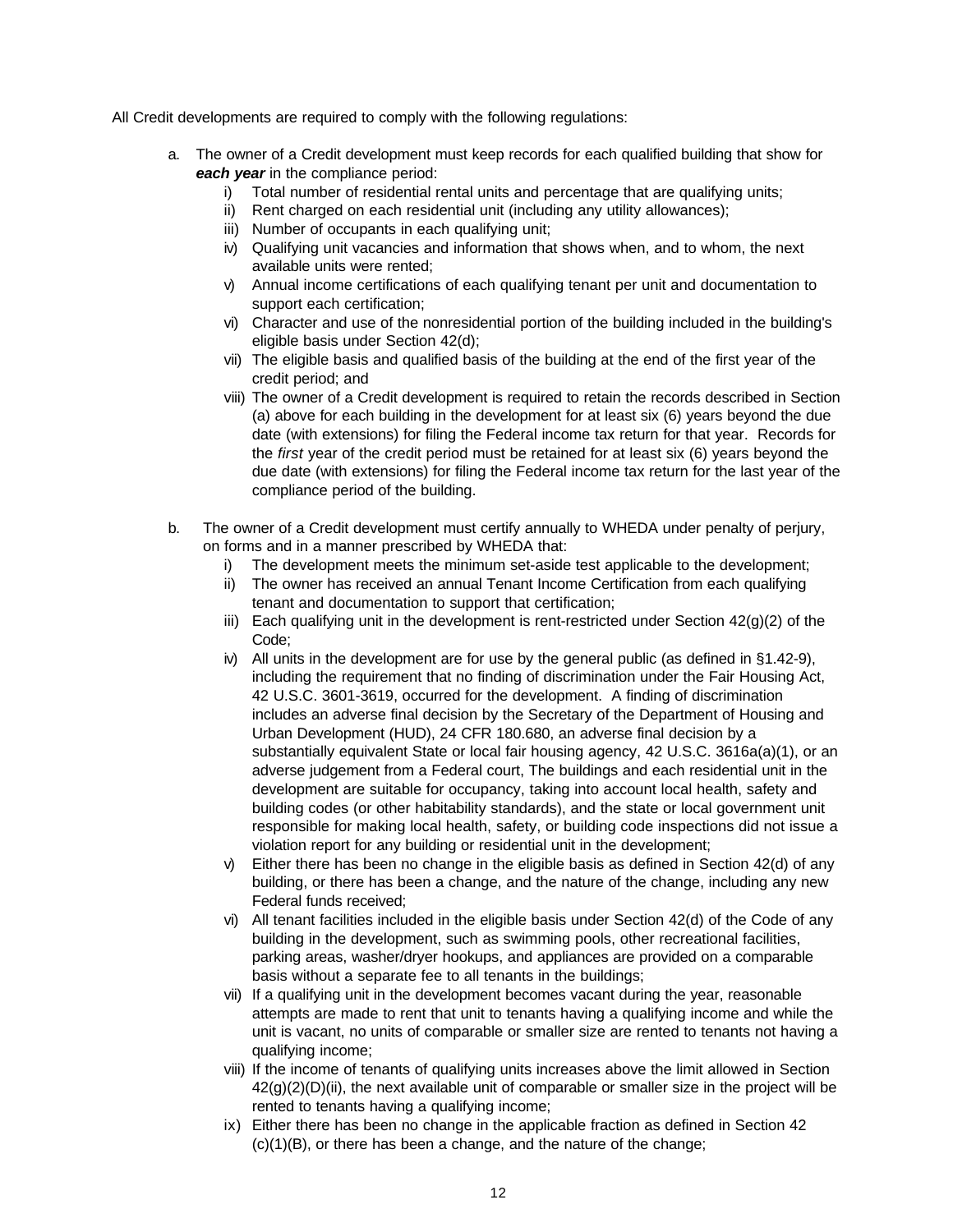All Credit developments are required to comply with the following regulations:

a. The owner of a Credit development must keep records for each qualified building that show for ***each year*** in the compliance period:
   i) Total number of residential rental units and percentage that are qualifying units;
   ii) Rent charged on each residential unit (including any utility allowances);
   iii) Number of occupants in each qualifying unit;
   iv) Qualifying unit vacancies and information that shows when, and to whom, the next available units were rented;
   v) Annual income certifications of each qualifying tenant per unit and documentation to support each certification;
   vi) Character and use of the nonresidential portion of the building included in the building's eligible basis under Section 42(d);
   vii) The eligible basis and qualified basis of the building at the end of the first year of the credit period; and
   viii) The owner of a Credit development is required to retain the records described in Section (a) above for each building in the development for at least six (6) years beyond the due date (with extensions) for filing the Federal income tax return for that year. Records for the *first* year of the credit period must be retained for at least six (6) years beyond the due date (with extensions) for filing the Federal income tax return for the last year of the compliance period of the building.

b. The owner of a Credit development must certify annually to WHEDA under penalty of perjury, on forms and in a manner prescribed by WHEDA that:
   i) The development meets the minimum set-aside test applicable to the development;
   ii) The owner has received an annual Tenant Income Certification from each qualifying tenant and documentation to support that certification;
   iii) Each qualifying unit in the development is rent-restricted under Section 42(g)(2) of the Code;
   iv) All units in the development are for use by the general public (as defined in §1.42-9), including the requirement that no finding of discrimination under the Fair Housing Act, 42 U.S.C. 3601-3619, occurred for the development. A finding of discrimination includes an adverse final decision by the Secretary of the Department of Housing and Urban Development (HUD), 24 CFR 180.680, an adverse final decision by a substantially equivalent State or local fair housing agency, 42 U.S.C. 3616a(a)(1), or an adverse judgement from a Federal court, The buildings and each residential unit in the development are suitable for occupancy, taking into account local health, safety and building codes (or other habitability standards), and the state or local government unit responsible for making local health, safety, or building code inspections did not issue a violation report for any building or residential unit in the development;
   v) Either there has been no change in the eligible basis as defined in Section 42(d) of any building, or there has been a change, and the nature of the change, including any new Federal funds received;
   vi) All tenant facilities included in the eligible basis under Section 42(d) of the Code of any building in the development, such as swimming pools, other recreational facilities, parking areas, washer/dryer hookups, and appliances are provided on a comparable basis without a separate fee to all tenants in the buildings;
   vii) If a qualifying unit in the development becomes vacant during the year, reasonable attempts are made to rent that unit to tenants having a qualifying income and while the unit is vacant, no units of comparable or smaller size are rented to tenants not having a qualifying income;
   viii) If the income of tenants of qualifying units increases above the limit allowed in Section 42(g)(2)(D)(ii), the next available unit of comparable or smaller size in the project will be rented to tenants having a qualifying income;
   ix) Either there has been no change in the applicable fraction as defined in Section 42 (c)(1)(B), or there has been a change, and the nature of the change;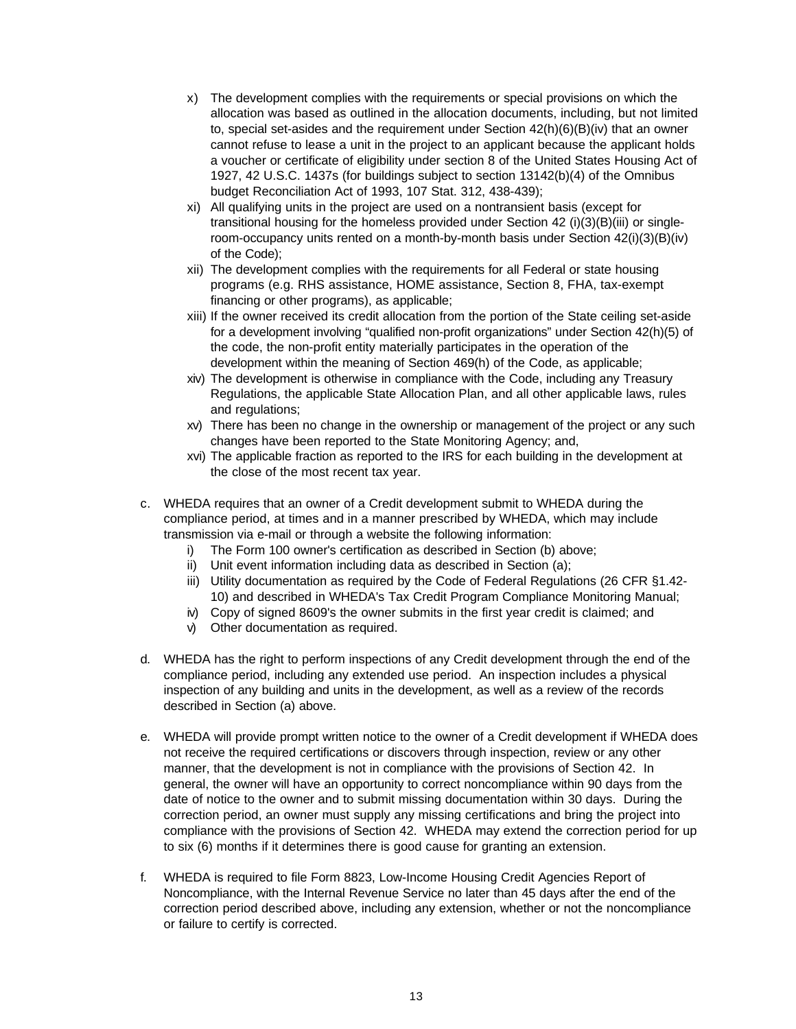x) The development complies with the requirements or special provisions on which the allocation was based as outlined in the allocation documents, including, but not limited to, special set-asides and the requirement under Section 42(h)(6)(B)(iv) that an owner cannot refuse to lease a unit in the project to an applicant because the applicant holds a voucher or certificate of eligibility under section 8 of the United States Housing Act of 1927, 42 U.S.C. 1437s (for buildings subject to section 13142(b)(4) of the Omnibus budget Reconciliation Act of 1993, 107 Stat. 312, 438-439);

xi) All qualifying units in the project are used on a nontransient basis (except for transitional housing for the homeless provided under Section 42 (i)(3)(B)(iii) or single-room-occupancy units rented on a month-by-month basis under Section 42(i)(3)(B)(iv) of the Code);

xii) The development complies with the requirements for all Federal or state housing programs (e.g. RHS assistance, HOME assistance, Section 8, FHA, tax-exempt financing or other programs), as applicable;

xiii) If the owner received its credit allocation from the portion of the State ceiling set-aside for a development involving "qualified non-profit organizations" under Section 42(h)(5) of the code, the non-profit entity materially participates in the operation of the development within the meaning of Section 469(h) of the Code, as applicable;

xiv) The development is otherwise in compliance with the Code, including any Treasury Regulations, the applicable State Allocation Plan, and all other applicable laws, rules and regulations;

xv) There has been no change in the ownership or management of the project or any such changes have been reported to the State Monitoring Agency; and,

xvi) The applicable fraction as reported to the IRS for each building in the development at the close of the most recent tax year.

c. WHEDA requires that an owner of a Credit development submit to WHEDA during the compliance period, at times and in a manner prescribed by WHEDA, which may include transmission via e-mail or through a website the following information:
   i) The Form 100 owner's certification as described in Section (b) above;
   ii) Unit event information including data as described in Section (a);
   iii) Utility documentation as required by the Code of Federal Regulations (26 CFR §1.42-10) and described in WHEDA's Tax Credit Program Compliance Monitoring Manual;
   iv) Copy of signed 8609's the owner submits in the first year credit is claimed; and
   v) Other documentation as required.

d. WHEDA has the right to perform inspections of any Credit development through the end of the compliance period, including any extended use period. An inspection includes a physical inspection of any building and units in the development, as well as a review of the records described in Section (a) above.

e. WHEDA will provide prompt written notice to the owner of a Credit development if WHEDA does not receive the required certifications or discovers through inspection, review or any other manner, that the development is not in compliance with the provisions of Section 42. In general, the owner will have an opportunity to correct noncompliance within 90 days from the date of notice to the owner and to submit missing documentation within 30 days. During the correction period, an owner must supply any missing certifications and bring the project into compliance with the provisions of Section 42. WHEDA may extend the correction period for up to six (6) months if it determines there is good cause for granting an extension.

f. WHEDA is required to file Form 8823, Low-Income Housing Credit Agencies Report of Noncompliance, with the Internal Revenue Service no later than 45 days after the end of the correction period described above, including any extension, whether or not the noncompliance or failure to certify is corrected.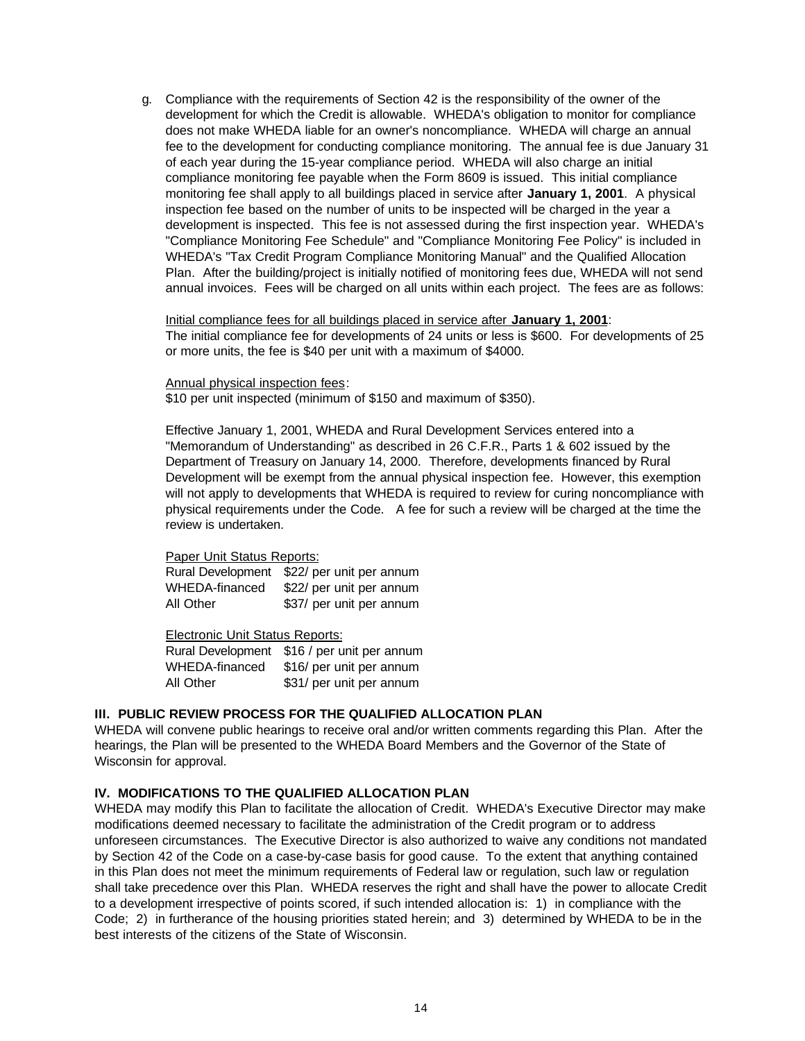g. Compliance with the requirements of Section 42 is the responsibility of the owner of the development for which the Credit is allowable. WHEDA's obligation to monitor for compliance does not make WHEDA liable for an owner's noncompliance. WHEDA will charge an annual fee to the development for conducting compliance monitoring. The annual fee is due January 31 of each year during the 15-year compliance period. WHEDA will also charge an initial compliance monitoring fee payable when the Form 8609 is issued. This initial compliance monitoring fee shall apply to all buildings placed in service after **January 1, 2001**. A physical inspection fee based on the number of units to be inspected will be charged in the year a development is inspected. This fee is not assessed during the first inspection year. WHEDA's "Compliance Monitoring Fee Schedule" and "Compliance Monitoring Fee Policy" is included in WHEDA's "Tax Credit Program Compliance Monitoring Manual" and the Qualified Allocation Plan. After the building/project is initially notified of monitoring fees due, WHEDA will not send annual invoices. Fees will be charged on all units within each project. The fees are as follows:

   Initial compliance fees for all buildings placed in service after **January 1, 2001**:
   The initial compliance fee for developments of 24 units or less is $600. For developments of 25 or more units, the fee is $40 per unit with a maximum of $4000.

   Annual physical inspection fees:
   $10 per unit inspected (minimum of $150 and maximum of $350).

   Effective January 1, 2001, WHEDA and Rural Development Services entered into a "Memorandum of Understanding" as described in 26 C.F.R., Parts 1 & 602 issued by the Department of Treasury on January 14, 2000. Therefore, developments financed by Rural Development will be exempt from the annual physical inspection fee. However, this exemption will not apply to developments that WHEDA is required to review for curing noncompliance with physical requirements under the Code. A fee for such a review will be charged at the time the review is undertaken.

   Paper Unit Status Reports:

   | | |
   |---|---|
   | Rural Development | $22/ per unit per annum |
   | WHEDA-financed | $22/ per unit per annum |
   | All Other | $37/ per unit per annum |

   Electronic Unit Status Reports:

   | | |
   |---|---|
   | Rural Development | $16 / per unit per annum |
   | WHEDA-financed | $16/ per unit per annum |
   | All Other | $31/ per unit per annum |

## III. PUBLIC REVIEW PROCESS FOR THE QUALIFIED ALLOCATION PLAN

WHEDA will convene public hearings to receive oral and/or written comments regarding this Plan. After the hearings, the Plan will be presented to the WHEDA Board Members and the Governor of the State of Wisconsin for approval.

## IV. MODIFICATIONS TO THE QUALIFIED ALLOCATION PLAN

WHEDA may modify this Plan to facilitate the allocation of Credit. WHEDA's Executive Director may make modifications deemed necessary to facilitate the administration of the Credit program or to address unforeseen circumstances. The Executive Director is also authorized to waive any conditions not mandated by Section 42 of the Code on a case-by-case basis for good cause. To the extent that anything contained in this Plan does not meet the minimum requirements of Federal law or regulation, such law or regulation shall take precedence over this Plan. WHEDA reserves the right and shall have the power to allocate Credit to a development irrespective of points scored, if such intended allocation is: 1) in compliance with the Code; 2) in furtherance of the housing priorities stated herein; and 3) determined by WHEDA to be in the best interests of the citizens of the State of Wisconsin.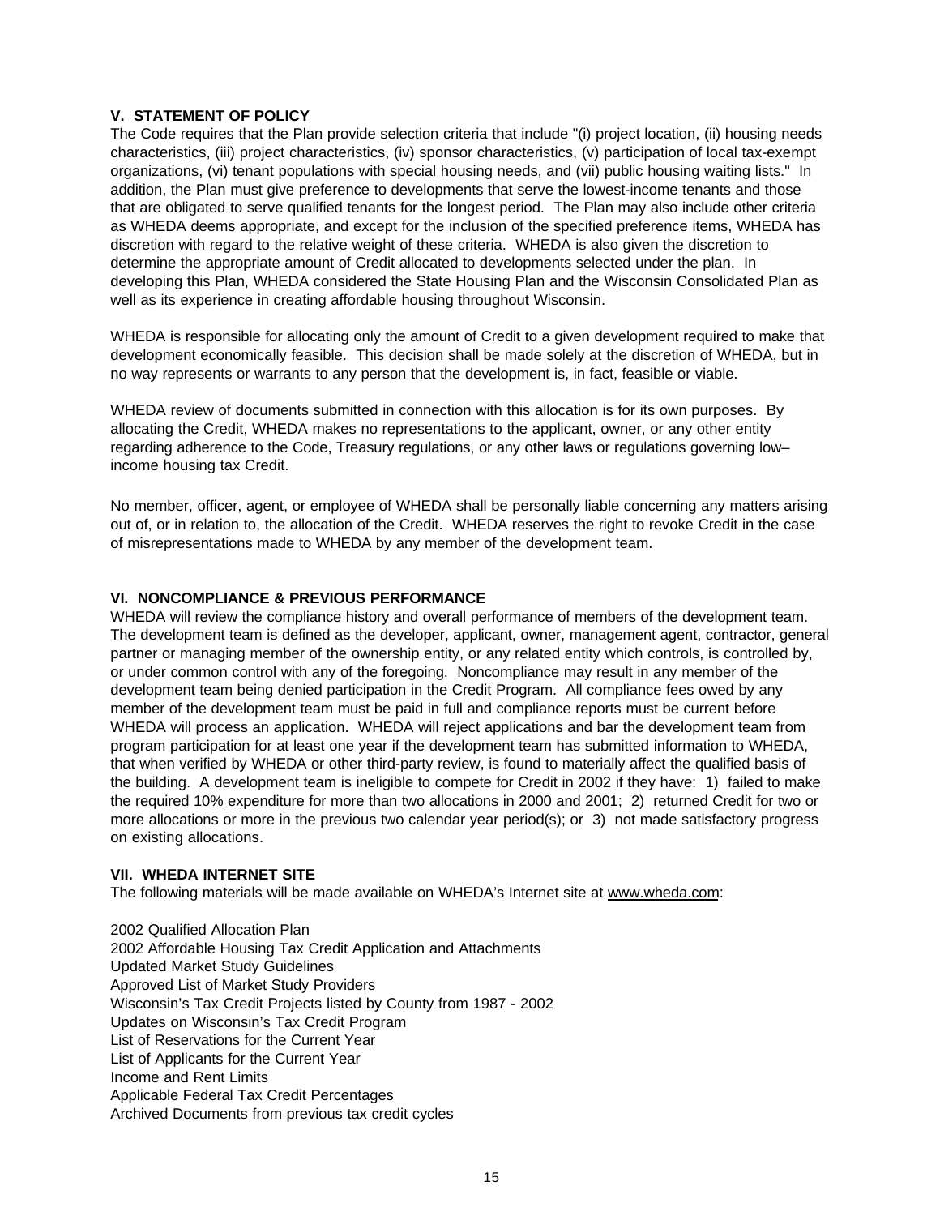## V. STATEMENT OF POLICY

The Code requires that the Plan provide selection criteria that include "(i) project location, (ii) housing needs characteristics, (iii) project characteristics, (iv) sponsor characteristics, (v) participation of local tax-exempt organizations, (vi) tenant populations with special housing needs, and (vii) public housing waiting lists." In addition, the Plan must give preference to developments that serve the lowest-income tenants and those that are obligated to serve qualified tenants for the longest period. The Plan may also include other criteria as WHEDA deems appropriate, and except for the inclusion of the specified preference items, WHEDA has discretion with regard to the relative weight of these criteria. WHEDA is also given the discretion to determine the appropriate amount of Credit allocated to developments selected under the plan. In developing this Plan, WHEDA considered the State Housing Plan and the Wisconsin Consolidated Plan as well as its experience in creating affordable housing throughout Wisconsin.

WHEDA is responsible for allocating only the amount of Credit to a given development required to make that development economically feasible. This decision shall be made solely at the discretion of WHEDA, but in no way represents or warrants to any person that the development is, in fact, feasible or viable.

WHEDA review of documents submitted in connection with this allocation is for its own purposes. By allocating the Credit, WHEDA makes no representations to the applicant, owner, or any other entity regarding adherence to the Code, Treasury regulations, or any other laws or regulations governing low–income housing tax Credit.

No member, officer, agent, or employee of WHEDA shall be personally liable concerning any matters arising out of, or in relation to, the allocation of the Credit. WHEDA reserves the right to revoke Credit in the case of misrepresentations made to WHEDA by any member of the development team.

## VI. NONCOMPLIANCE & PREVIOUS PERFORMANCE

WHEDA will review the compliance history and overall performance of members of the development team. The development team is defined as the developer, applicant, owner, management agent, contractor, general partner or managing member of the ownership entity, or any related entity which controls, is controlled by, or under common control with any of the foregoing. Noncompliance may result in any member of the development team being denied participation in the Credit Program. All compliance fees owed by any member of the development team must be paid in full and compliance reports must be current before WHEDA will process an application. WHEDA will reject applications and bar the development team from program participation for at least one year if the development team has submitted information to WHEDA, that when verified by WHEDA or other third-party review, is found to materially affect the qualified basis of the building. A development team is ineligible to compete for Credit in 2002 if they have: 1) failed to make the required 10% expenditure for more than two allocations in 2000 and 2001; 2) returned Credit for two or more allocations or more in the previous two calendar year period(s); or 3) not made satisfactory progress on existing allocations.

## VII. WHEDA INTERNET SITE

The following materials will be made available on WHEDA's Internet site at www.wheda.com:

2002 Qualified Allocation Plan  
2002 Affordable Housing Tax Credit Application and Attachments  
Updated Market Study Guidelines  
Approved List of Market Study Providers  
Wisconsin's Tax Credit Projects listed by County from 1987 - 2002  
Updates on Wisconsin's Tax Credit Program  
List of Reservations for the Current Year  
List of Applicants for the Current Year  
Income and Rent Limits  
Applicable Federal Tax Credit Percentages  
Archived Documents from previous tax credit cycles